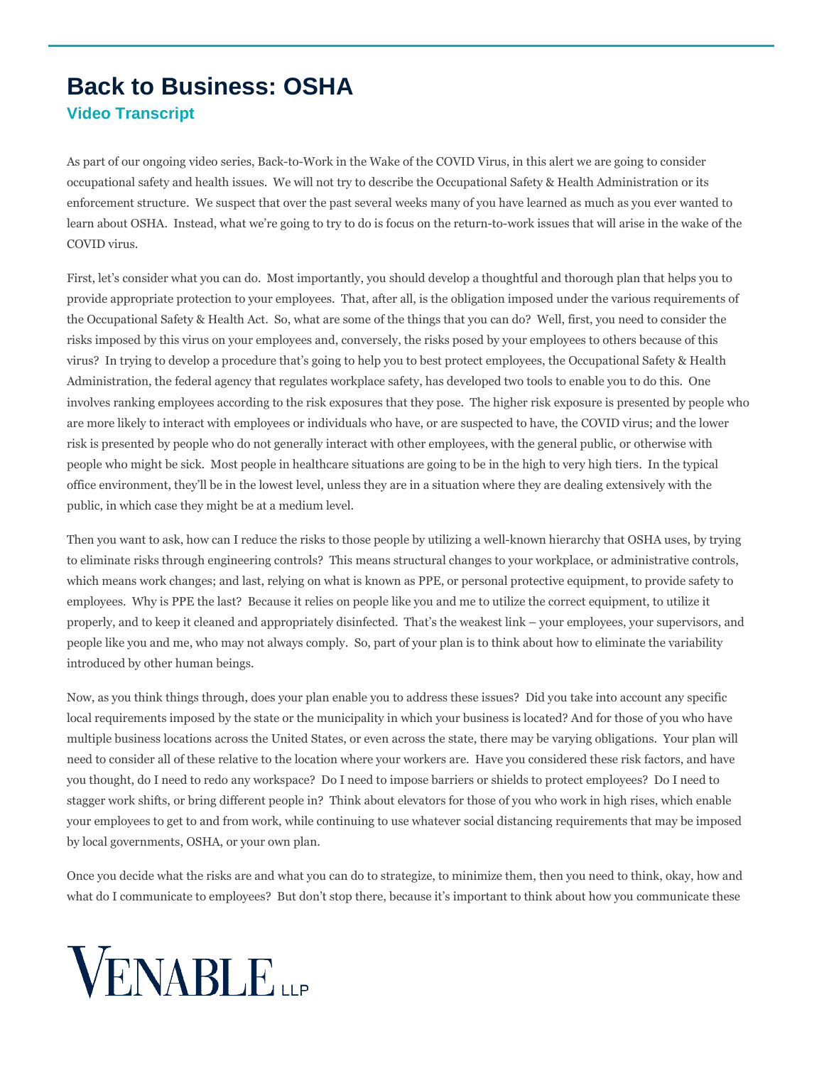# Back to Business: OSHA

## Video Transcript

As part of our ongoing video series, Back-to-Work in the Wake of the COVID Virus, in this alert we are going to consider occupational safety and health issues. We will not try to describe the Occupational Safety & Health Administration or its enforcement structure. We suspect that over the past several weeks many of you have learned as much as you ever wanted to learn about OSHA. Instead, what we're going to try to do is focus on the return-to-work issues that will arise in the wake of the COVID virus.

First, let's consider what you can do. Most importantly, you should develop a thoughtful and thorough plan that helps you to provide appropriate protection to your employees. That, after all, is the obligation imposed under the various requirements of the Occupational Safety & Health Act. So, what are some of the things that you can do? Well, first, you need to consider the risks imposed by this virus on your employees and, conversely, the risks posed by your employees to others because of this virus? In trying to develop a procedure that's going to help you to best protect employees, the Occupational Safety & Health Administration, the federal agency that regulates workplace safety, has developed two tools to enable you to do this. One involves ranking employees according to the risk exposures that they pose. The higher risk exposure is presented by people who are more likely to interact with employees or individuals who have, or are suspected to have, the COVID virus; and the lower risk is presented by people who do not generally interact with other employees, with the general public, or otherwise with people who might be sick. Most people in healthcare situations are going to be in the high to very high tiers. In the typical office environment, they'll be in the lowest level, unless they are in a situation where they are dealing extensively with the public, in which case they might be at a medium level.

Then you want to ask, how can I reduce the risks to those people by utilizing a well-known hierarchy that OSHA uses, by trying to eliminate risks through engineering controls? This means structural changes to your workplace, or administrative controls, which means work changes; and last, relying on what is known as PPE, or personal protective equipment, to provide safety to employees. Why is PPE the last? Because it relies on people like you and me to utilize the correct equipment, to utilize it properly, and to keep it cleaned and appropriately disinfected. That's the weakest link – your employees, your supervisors, and people like you and me, who may not always comply. So, part of your plan is to think about how to eliminate the variability introduced by other human beings.

Now, as you think things through, does your plan enable you to address these issues? Did you take into account any specific local requirements imposed by the state or the municipality in which your business is located? And for those of you who have multiple business locations across the United States, or even across the state, there may be varying obligations. Your plan will need to consider all of these relative to the location where your workers are. Have you considered these risk factors, and have you thought, do I need to redo any workspace? Do I need to impose barriers or shields to protect employees? Do I need to stagger work shifts, or bring different people in? Think about elevators for those of you who work in high rises, which enable your employees to get to and from work, while continuing to use whatever social distancing requirements that may be imposed by local governments, OSHA, or your own plan.

Once you decide what the risks are and what you can do to strategize, to minimize them, then you need to think, okay, how and what do I communicate to employees? But don't stop there, because it's important to think about how you communicate these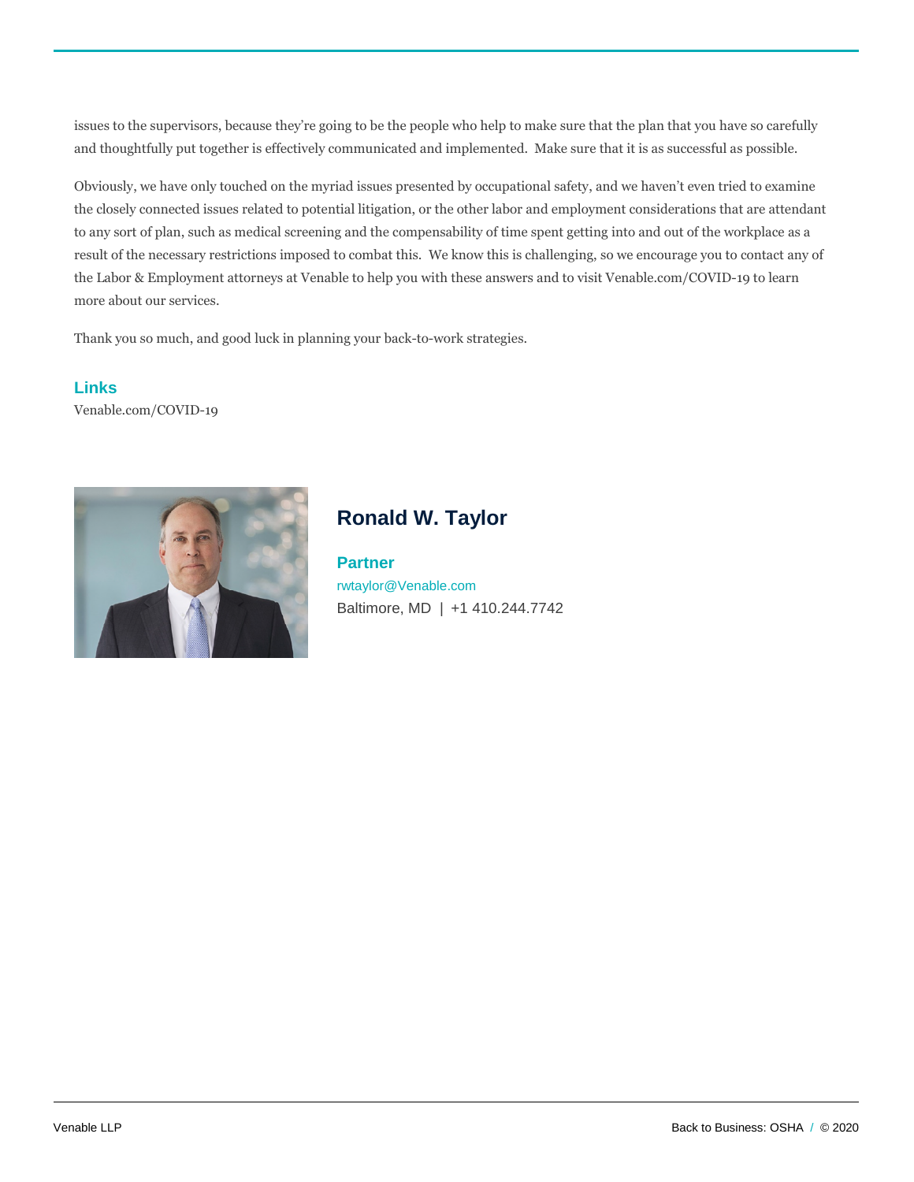issues to the supervisors, because they're going to be the people who help to make sure that the plan that you have so carefully and thoughtfully put together is effectively communicated and implemented. Make sure that it is as successful as possible.

Obviously, we have only touched on the myriad issues presented by occupational safety, and we haven't even tried to examine the closely connected issues related to potential litigation, or the other labor and employment considerations that are attendant to any sort of plan, such as medical screening and the compensability of time spent getting into and out of the workplace as a result of the necessary restrictions imposed to combat this. We know this is challenging, so we encourage you to contact any of the Labor & Employment attorneys at Venable to help you with these answers and to visit Venable.com/COVID-19 to learn more about our services.

Thank you so much, and good luck in planning your back-to-work strategies.

### Links

Venable.com/COVID-19

## Ronald W. Taylor

### Partner

rwtaylor@Venable.com

Baltimore, MD | +1 410.244.7742